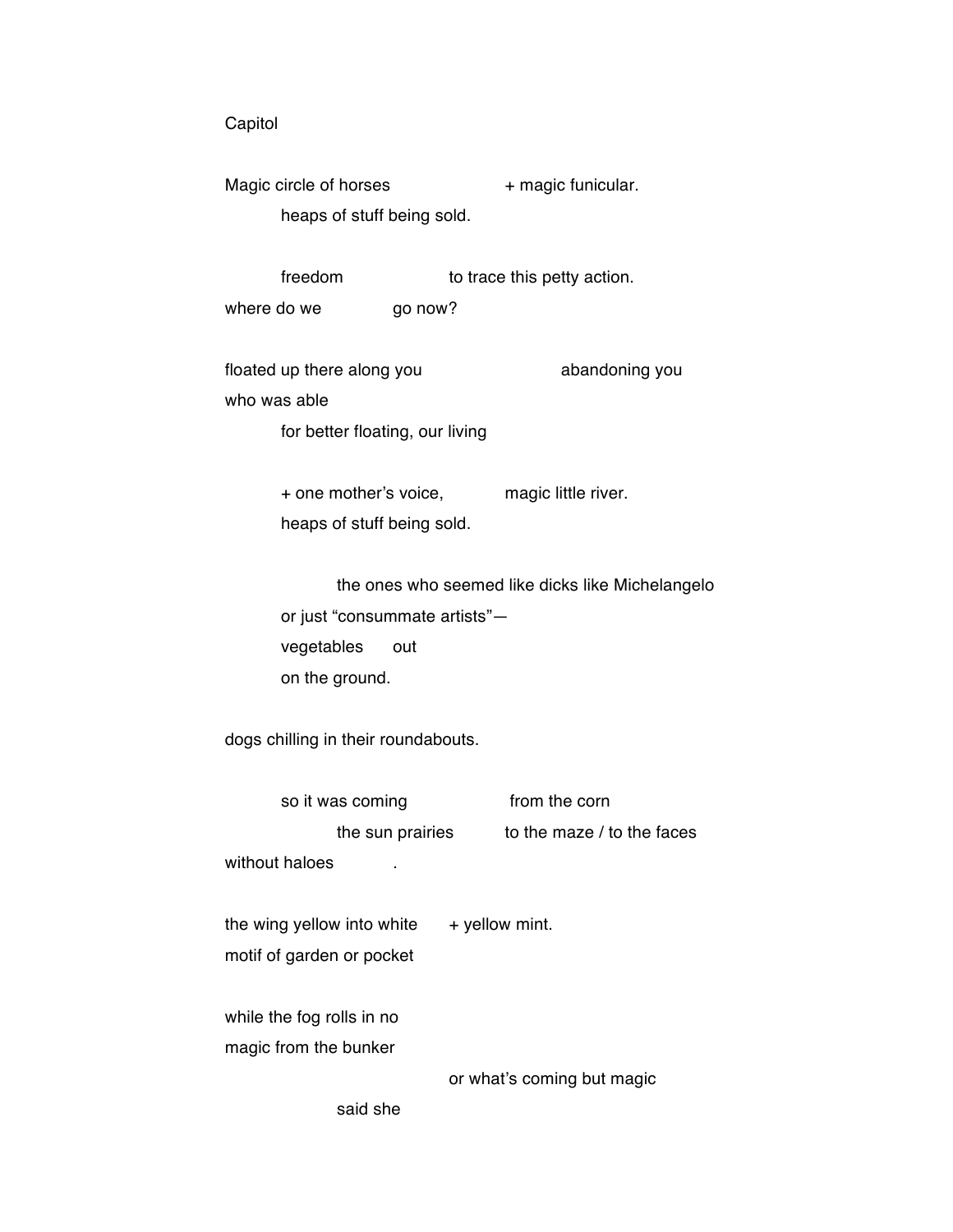Capitol

Magic circle of horses                    + magic funicular.
          heaps of stuff being sold.

          freedom                    to trace this petty action.
where do we            go now?

floated up there along you                        abandoning you
who was able
          for better floating, our living

          + one mother's voice,          magic little river.
          heaps of stuff being sold.

                    the ones who seemed like dicks like Michelangelo
          or just "consummate artists"—
          vegetables      out
          on the ground.

dogs chilling in their roundabouts.

          so it was coming                    from the corn
                    the sun prairies          to the maze / to the faces
without haloes          .

the wing yellow into white      + yellow mint.
motif of garden or pocket

while the fog rolls in no
magic from the bunker
                                        or what's coming but magic
                    said she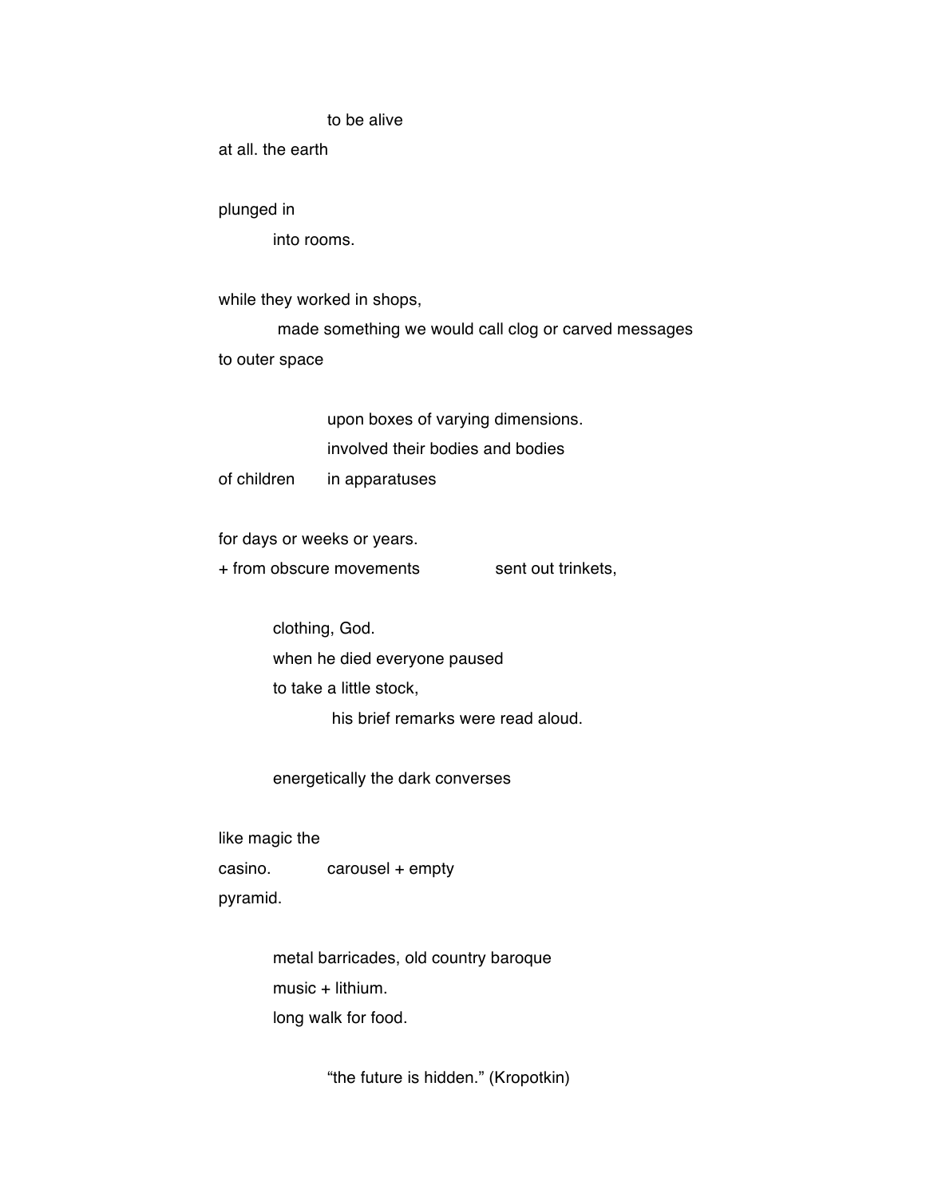to be alive
at all. the earth

plunged in
into rooms.

while they worked in shops,
made something we would call clog or carved messages
to outer space

upon boxes of varying dimensions.
involved their bodies and bodies
of children    in apparatuses

for days or weeks or years.
+ from obscure movements    sent out trinkets,

clothing, God.
when he died everyone paused
to take a little stock,
his brief remarks were read aloud.

energetically the dark converses

like magic the
casino.    carousel + empty
pyramid.

metal barricades, old country baroque
music + lithium.
long walk for food.

"the future is hidden." (Kropotkin)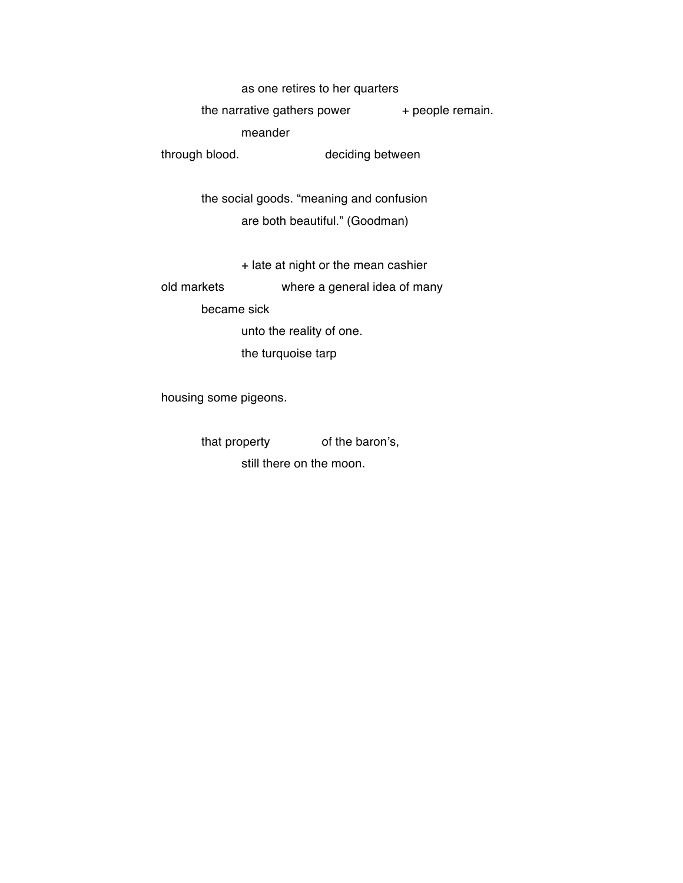as one retires to her quarters
the narrative gathers power + people remain.
meander
through blood. deciding between

the social goods. “meaning and confusion
are both beautiful.” (Goodman)

+ late at night or the mean cashier
old markets where a general idea of many
became sick
unto the reality of one.
the turquoise tarp

housing some pigeons.

that property of the baron’s,
still there on the moon.